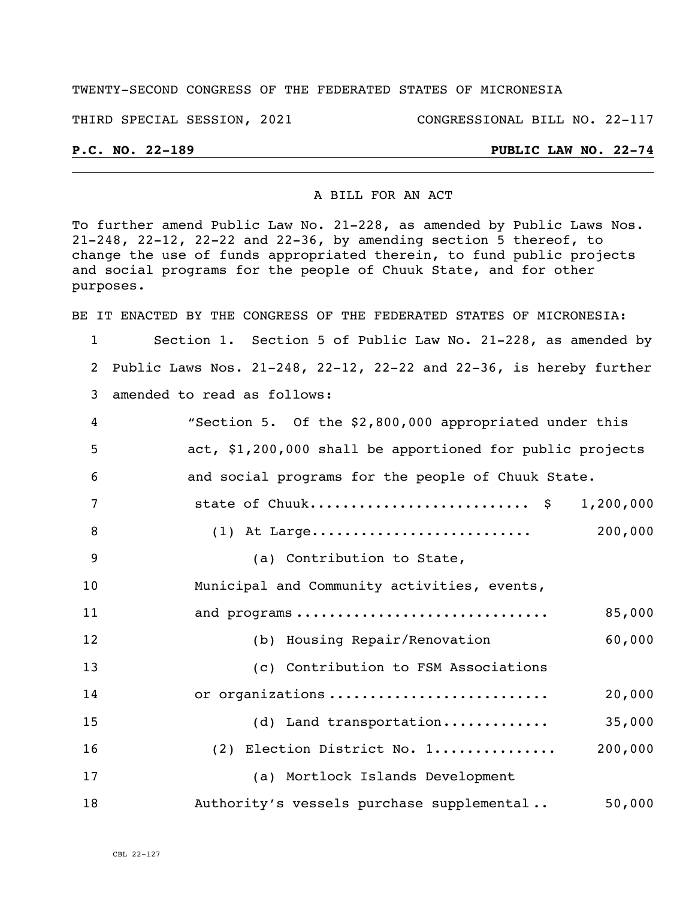TWENTY-SECOND CONGRESS OF THE FEDERATED STATES OF MICRONESIA

THIRD SPECIAL SESSION, 2021 CONGRESSIONAL BILL NO. 22-117

**P.C. NO. 22-189** **PUBLIC LAW NO. 22-74**

A BILL FOR AN ACT

To further amend Public Law No. 21-228, as amended by Public Laws Nos. 21-248, 22-12, 22-22 and 22-36, by amending section 5 thereof, to change the use of funds appropriated therein, to fund public projects and social programs for the people of Chuuk State, and for other purposes.

BE IT ENACTED BY THE CONGRESS OF THE FEDERATED STATES OF MICRONESIA:

1 Section 1. Section 5 of Public Law No. 21-228, as amended by
2 Public Laws Nos. 21-248, 22-12, 22-22 and 22-36, is hereby further
3 amended to read as follows:

4 "Section 5. Of the $2,800,000 appropriated under this
5 act, $1,200,000 shall be apportioned for public projects
6 and social programs for the people of Chuuk State.

7 state of Chuuk.......................... $ 1,200,000

8 (1) At Large.......................... 200,000

9 (a) Contribution to State,

10 Municipal and Community activities, events,

11 and programs .............................. 85,000

12 (b) Housing Repair/Renovation 60,000

13 (c) Contribution to FSM Associations

14 or organizations .......................... 20,000

15 (d) Land transportation............. 35,000

16 (2) Election District No. 1............... 200,000

17 (a) Mortlock Islands Development

18 Authority's vessels purchase supplemental .. 50,000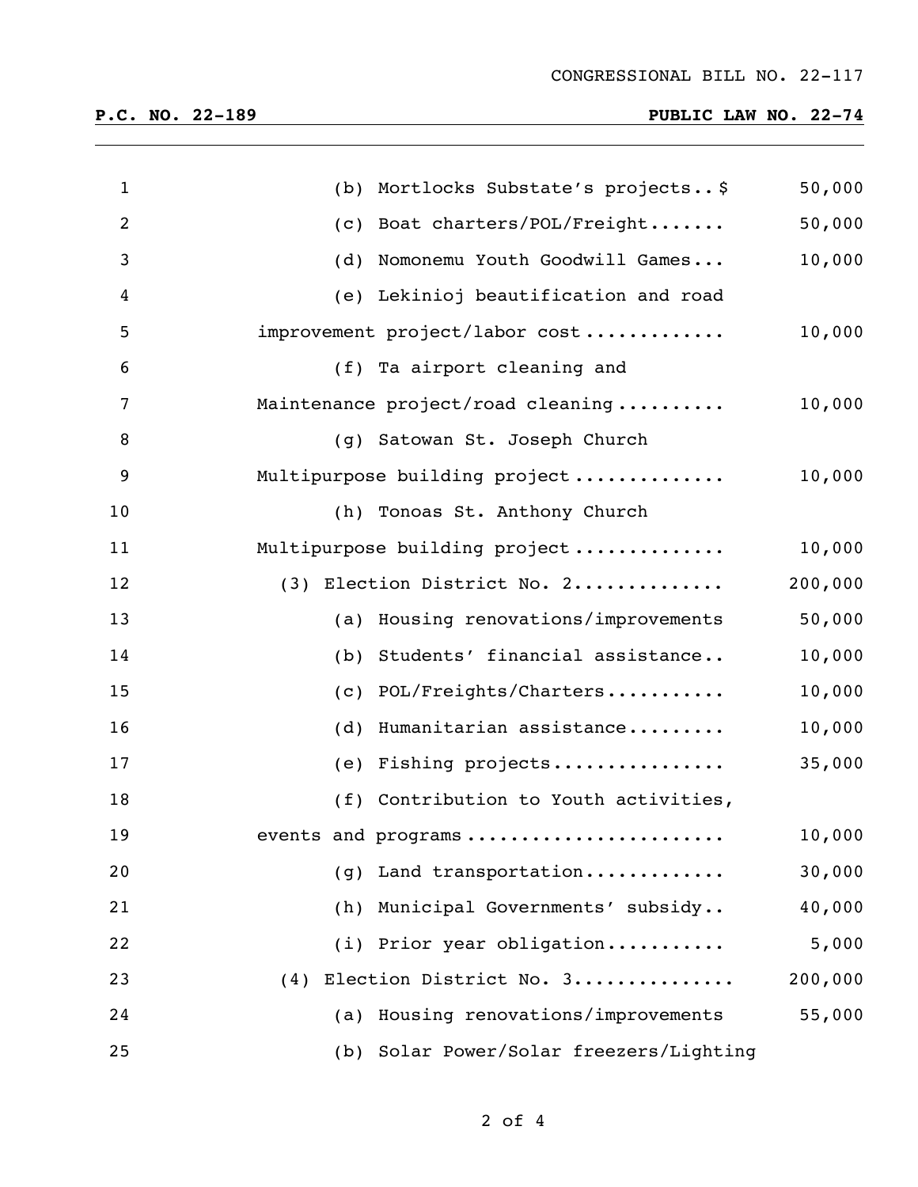CONGRESSIONAL BILL NO. 22-117

**P.C. NO. 22-189** **PUBLIC LAW NO. 22-74**

| | |
|---|---|
| (b) Mortlocks Substate's projects.. $ | 50,000 |
| (c) Boat charters/POL/Freight....... | 50,000 |
| (d) Nomonemu Youth Goodwill Games... | 10,000 |
| (e) Lekinioj beautification and road improvement project/labor cost............ | 10,000 |
| (f) Ta airport cleaning and Maintenance project/road cleaning.......... | 10,000 |
| (g) Satowan St. Joseph Church Multipurpose building project............. | 10,000 |
| (h) Tonoas St. Anthony Church Multipurpose building project............. | 10,000 |
| (3) Election District No. 2............. | 200,000 |
| (a) Housing renovations/improvements | 50,000 |
| (b) Students' financial assistance.. | 10,000 |
| (c) POL/Freights/Charters........... | 10,000 |
| (d) Humanitarian assistance......... | 10,000 |
| (e) Fishing projects................ | 35,000 |
| (f) Contribution to Youth activities, events and programs...................... | 10,000 |
| (g) Land transportation............ | 30,000 |
| (h) Municipal Governments' subsidy.. | 40,000 |
| (i) Prior year obligation........... | 5,000 |
| (4) Election District No. 3.............. | 200,000 |
| (a) Housing renovations/improvements | 55,000 |
| (b) Solar Power/Solar freezers/Lighting | |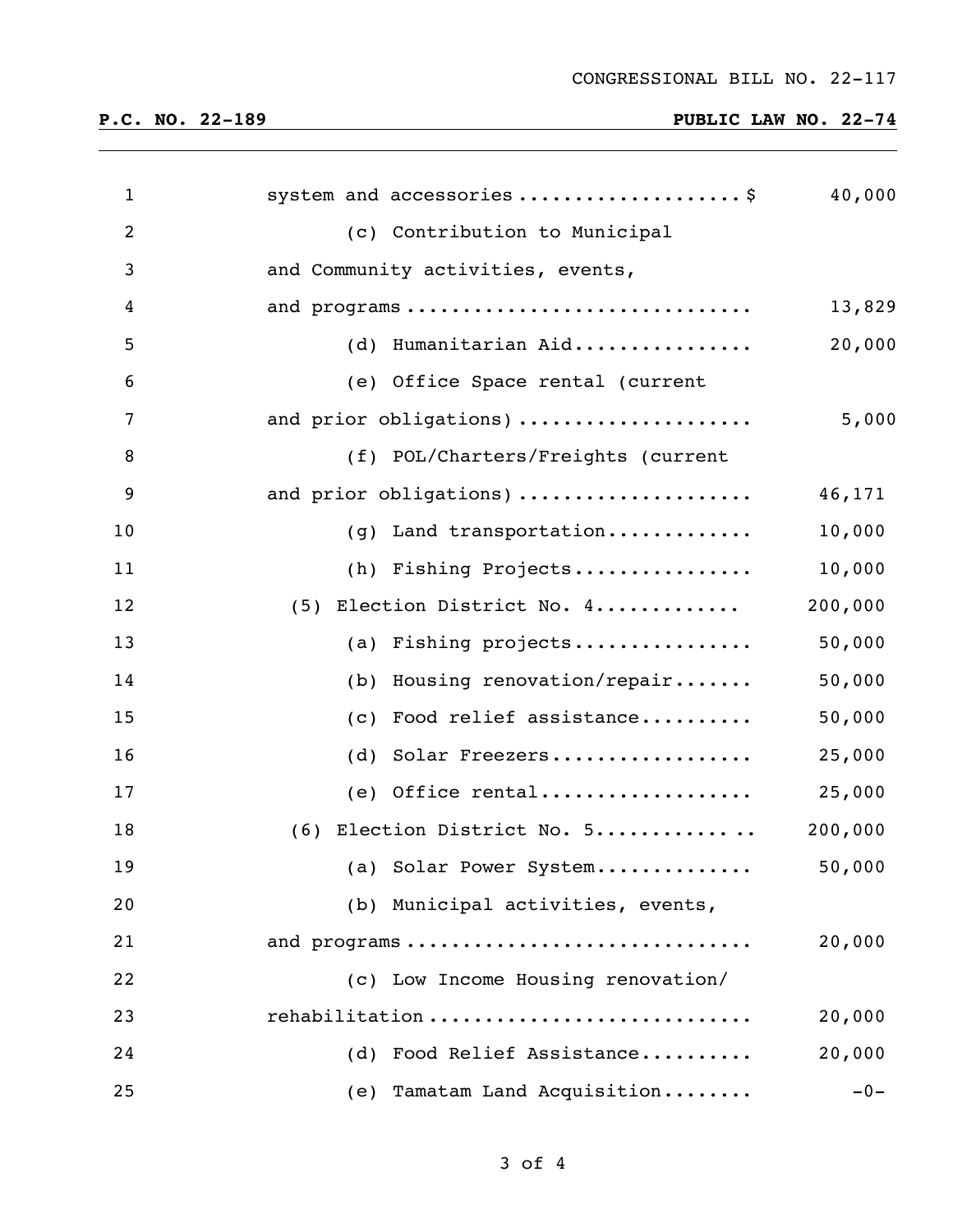system and accessories....................$ 40,000

(c) Contribution to Municipal and Community activities, events, and programs.............................. 13,829

(d) Humanitarian Aid................ 20,000

(e) Office Space rental (current and prior obligations).................... 5,000

(f) POL/Charters/Freights (current and prior obligations).................... 46,171

(g) Land transportation............ 10,000

(h) Fishing Projects................ 10,000

(5) Election District No. 4............ 200,000

(a) Fishing projects................ 50,000

(b) Housing renovation/repair....... 50,000

(c) Food relief assistance.......... 50,000

(d) Solar Freezers.................. 25,000

(e) Office rental.................. 25,000

(6) Election District No. 5............. 200,000

(a) Solar Power System............. 50,000

(b) Municipal activities, events, and programs.............................. 20,000

(c) Low Income Housing renovation/ rehabilitation........................... 20,000

(d) Food Relief Assistance.......... 20,000

(e) Tamatam Land Acquisition........ -0-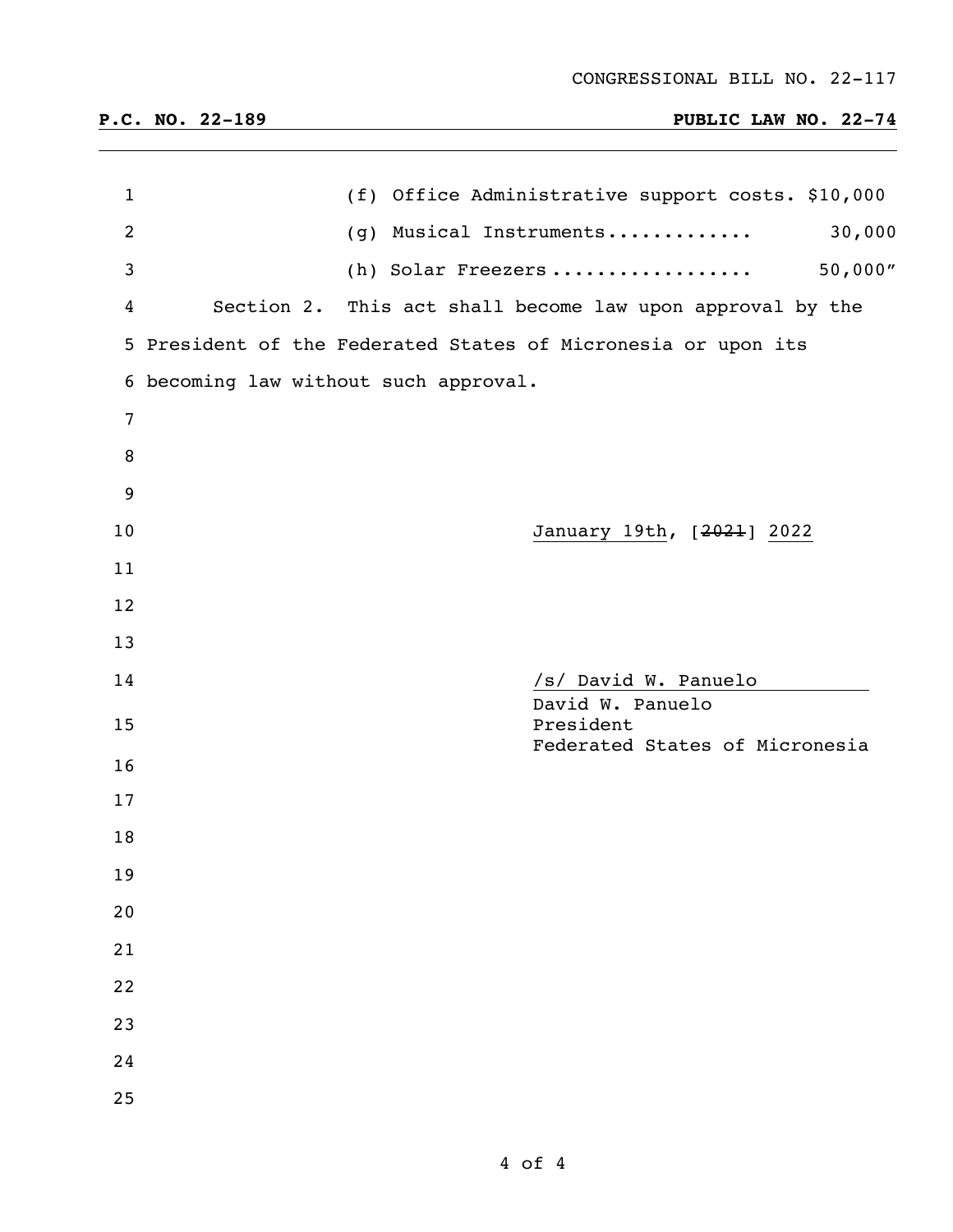(f) Office Administrative support costs. $10,000

(g) Musical Instruments............. 30,000

(h) Solar Freezers .................. 50,000"

Section 2. This act shall become law upon approval by the President of the Federated States of Micronesia or upon its becoming law without such approval.

January 19th, [~~2021~~] 2022

/s/ David W. Panuelo

David W. Panuelo
President
Federated States of Micronesia